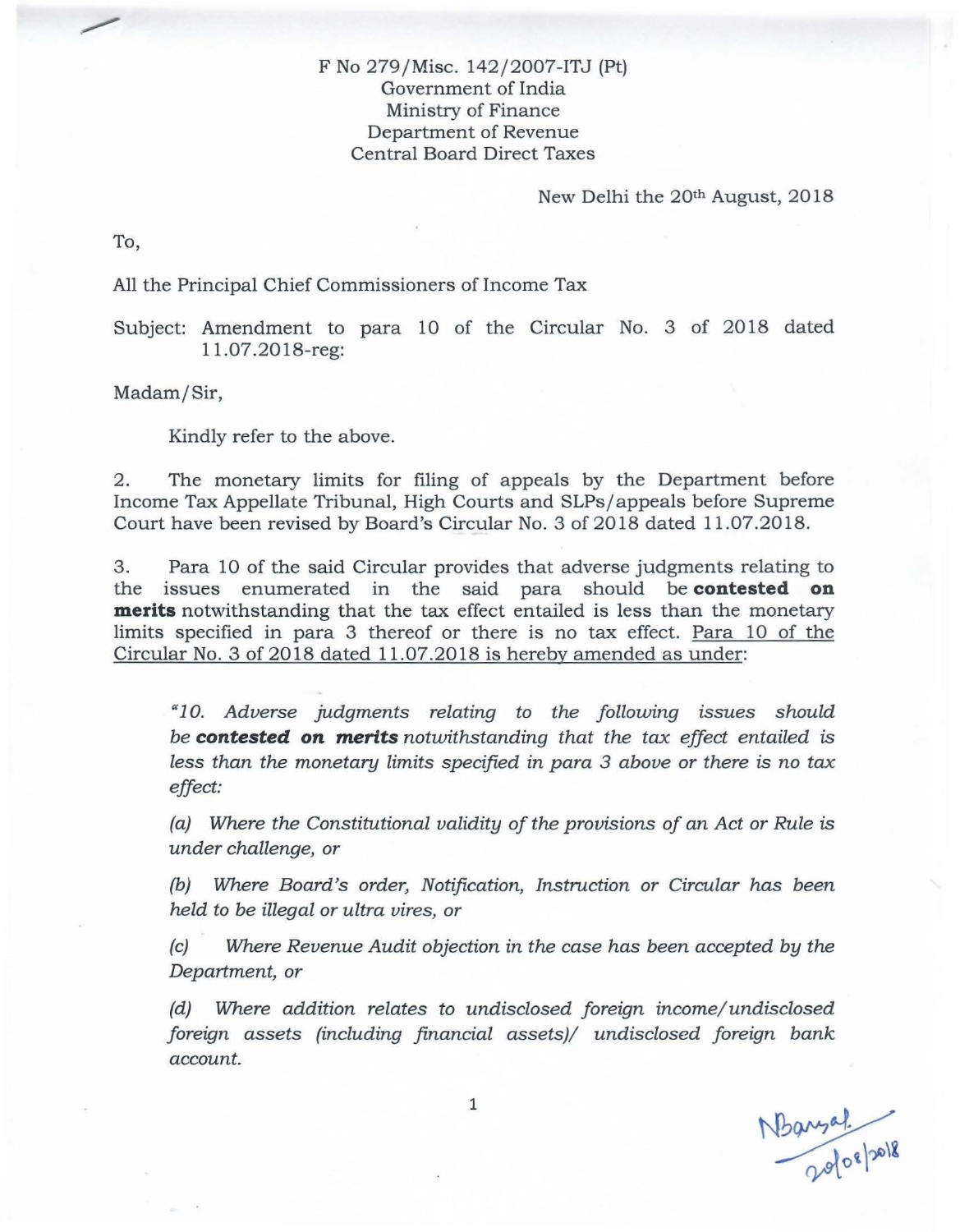F No 279/Misc. 142/2007-ITJ (Pt)
Government of India
Ministry of Finance
Department of Revenue
Central Board Direct Taxes

New Delhi the 20th August, 2018

To,

All the Principal Chief Commissioners of Income Tax

Subject: Amendment to para 10 of the Circular No. 3 of 2018 dated 11.07.2018-reg:

Madam/Sir,

Kindly refer to the above.

2. The monetary limits for filing of appeals by the Department before Income Tax Appellate Tribunal, High Courts and SLPs/appeals before Supreme Court have been revised by Board's Circular No. 3 of 2018 dated 11.07.2018.

3. Para 10 of the said Circular provides that adverse judgments relating to the issues enumerated in the said para should be **contested on merits** notwithstanding that the tax effect entailed is less than the monetary limits specified in para 3 thereof or there is no tax effect. Para 10 of the Circular No. 3 of 2018 dated 11.07.2018 is hereby amended as under:

> *"10. Adverse judgments relating to the following issues should be* ***contested on merits*** *notwithstanding that the tax effect entailed is less than the monetary limits specified in para 3 above or there is no tax effect:*
>
> *(a) Where the Constitutional validity of the provisions of an Act or Rule is under challenge, or*
>
> *(b) Where Board's order, Notification, Instruction or Circular has been held to be illegal or ultra vires, or*
>
> *(c) Where Revenue Audit objection in the case has been accepted by the Department, or*
>
> *(d) Where addition relates to undisclosed foreign income/undisclosed foreign assets (including financial assets)/ undisclosed foreign bank account.*

NBansal
20/08/2018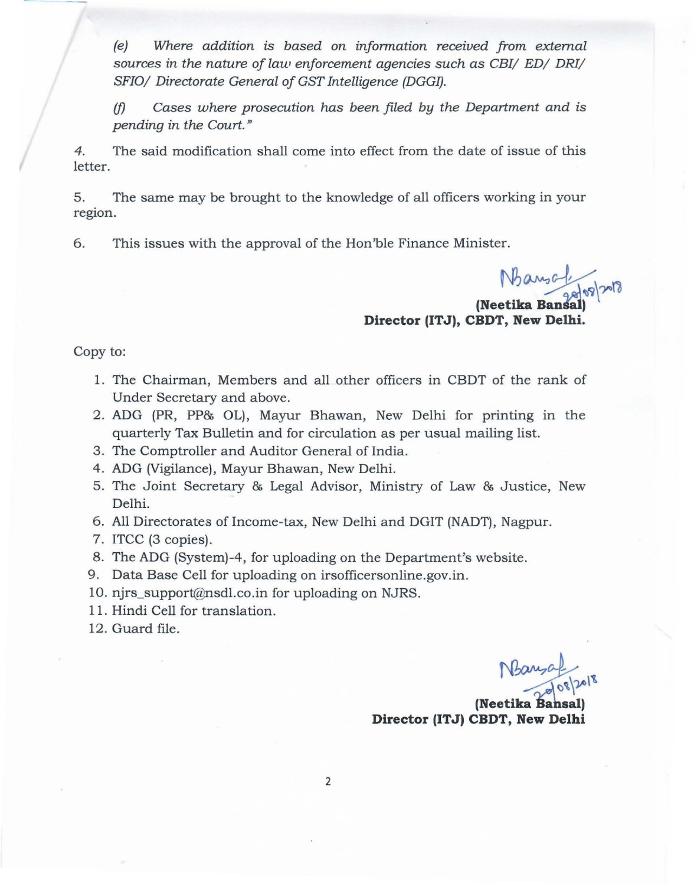*(e) Where addition is based on information received from external sources in the nature of law enforcement agencies such as CBI/ ED/ DRI/ SFIO/ Directorate General of GST Intelligence (DGGI).*

*(f) Cases where prosecution has been filed by the Department and is pending in the Court."*

4. The said modification shall come into effect from the date of issue of this letter.

5. The same may be brought to the knowledge of all officers working in your region.

6. This issues with the approval of the Hon'ble Finance Minister.

N Bansal 20/08/2018
**(Neetika Bansal)**
**Director (ITJ), CBDT, New Delhi.**

Copy to:

1. The Chairman, Members and all other officers in CBDT of the rank of Under Secretary and above.
2. ADG (PR, PP& OL), Mayur Bhawan, New Delhi for printing in the quarterly Tax Bulletin and for circulation as per usual mailing list.
3. The Comptroller and Auditor General of India.
4. ADG (Vigilance), Mayur Bhawan, New Delhi.
5. The Joint Secretary & Legal Advisor, Ministry of Law & Justice, New Delhi.
6. All Directorates of Income-tax, New Delhi and DGIT (NADT), Nagpur.
7. ITCC (3 copies).
8. The ADG (System)-4, for uploading on the Department's website.
9. Data Base Cell for uploading on irsofficersonline.gov.in.
10. njrs_support@nsdl.co.in for uploading on NJRS.
11. Hindi Cell for translation.
12. Guard file.

N Bansal 20/08/2018
**(Neetika Bansal)**
**Director (ITJ) CBDT, New Delhi**